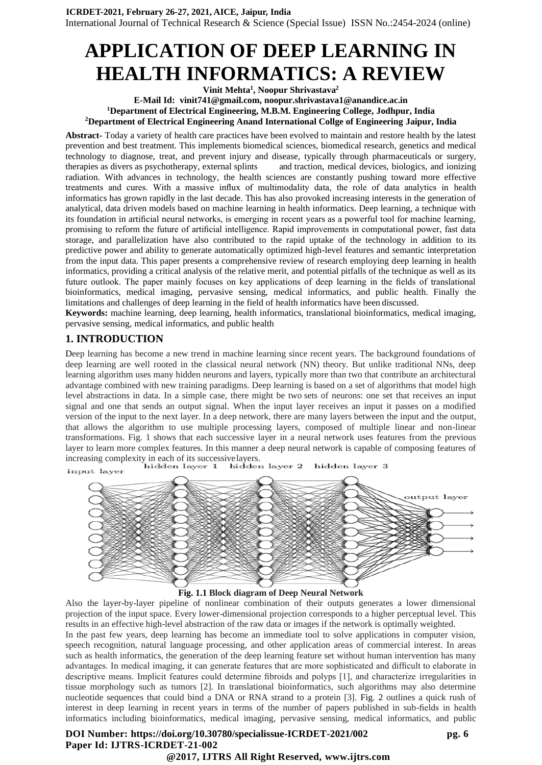# APPLICATION OF DEEP LEARNING IN HEALTH INFORMATICS: A REVIEW

**Vinit Mehta[1], Noopur Shrivastava[2]**

**E-Mail Id: vinit741@gmail.com, noopur.shrivastava1@anandice.ac.in**

**[1]Department of Electrical Engineering, M.B.M. Engineering College, Jodhpur, India**

**[2]Department of Electrical Engineering Anand International Collge of Engineering Jaipur, India**

**Abstract-** Today a variety of health care practices have been evolved to maintain and restore health by the latest prevention and best treatment. This implements biomedical sciences, biomedical research, genetics and medical technology to diagnose, treat, and prevent injury and disease, typically through pharmaceuticals or surgery, therapies as divers as psychotherapy, external splints and traction, medical devices, biologics, and ionizing radiation. With advances in technology, the health sciences are constantly pushing toward more effective treatments and cures. With a massive influx of multimodality data, the role of data analytics in health informatics has grown rapidly in the last decade. This has also provoked increasing interests in the generation of analytical, data driven models based on machine learning in health informatics. Deep learning, a technique with its foundation in artificial neural networks, is emerging in recent years as a powerful tool for machine learning, promising to reform the future of artificial intelligence. Rapid improvements in computational power, fast data storage, and parallelization have also contributed to the rapid uptake of the technology in addition to its predictive power and ability to generate automatically optimized high-level features and semantic interpretation from the input data. This paper presents a comprehensive review of research employing deep learning in health informatics, providing a critical analysis of the relative merit, and potential pitfalls of the technique as well as its future outlook. The paper mainly focuses on key applications of deep learning in the fields of translational bioinformatics, medical imaging, pervasive sensing, medical informatics, and public health. Finally the limitations and challenges of deep learning in the field of health informatics have been discussed.

**Keywords:** machine learning, deep learning, health informatics, translational bioinformatics, medical imaging, pervasive sensing, medical informatics, and public health

## 1. INTRODUCTION

Deep learning has become a new trend in machine learning since recent years. The background foundations of deep learning are well rooted in the classical neural network (NN) theory. But unlike traditional NNs, deep learning algorithm uses many hidden neurons and layers, typically more than two that contribute an architectural advantage combined with new training paradigms. Deep learning is based on a set of algorithms that model high level abstractions in data. In a simple case, there might be two sets of neurons: one set that receives an input signal and one that sends an output signal. When the input layer receives an input it passes on a modified version of the input to the next layer. In a deep network, there are many layers between the input and the output, that allows the algorithm to use multiple processing layers, composed of multiple linear and non-linear transformations. Fig. 1 shows that each successive layer in a neural network uses features from the previous layer to learn more complex features. In this manner a deep neural network is capable of composing features of increasing complexity in each of its successive layers.

**Fig. 1.1 Block diagram of Deep Neural Network**

Also the layer-by-layer pipeline of nonlinear combination of their outputs generates a lower dimensional projection of the input space. Every lower-dimensional projection corresponds to a higher perceptual level. This results in an effective high-level abstraction of the raw data or images if the network is optimally weighted.

In the past few years, deep learning has become an immediate tool to solve applications in computer vision, speech recognition, natural language processing, and other application areas of commercial interest. In areas such as health informatics, the generation of the deep learning feature set without human intervention has many advantages. In medical imaging, it can generate features that are more sophisticated and difficult to elaborate in descriptive means. Implicit features could determine fibroids and polyps [1], and characterize irregularities in tissue morphology such as tumors [2]. In translational bioinformatics, such algorithms may also determine nucleotide sequences that could bind a DNA or RNA strand to a protein [3]. Fig. 2 outlines a quick rush of interest in deep learning in recent years in terms of the number of papers published in sub-fields in health informatics including bioinformatics, medical imaging, pervasive sensing, medical informatics, and public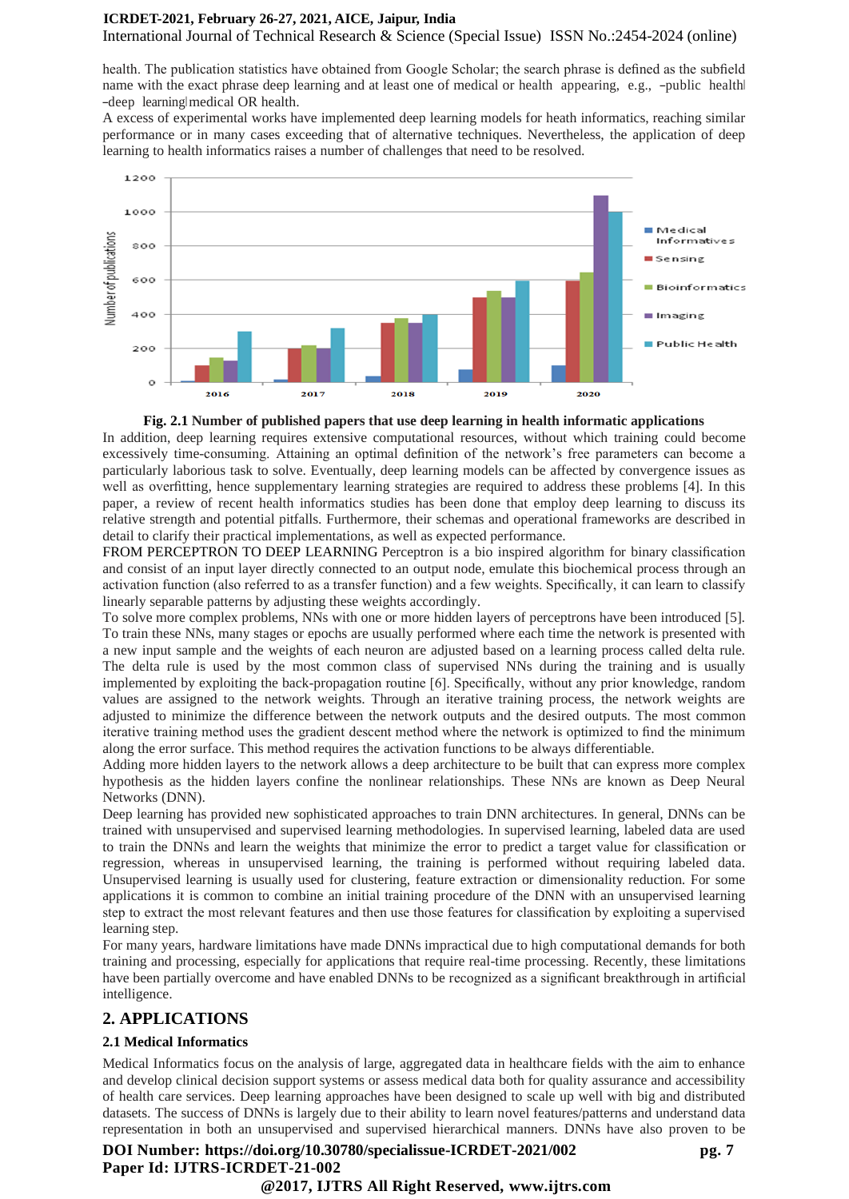health. The publication statistics have obtained from Google Scholar; the search phrase is defined as the subfield name with the exact phrase deep learning and at least one of medical or health appearing, e.g., ―public health‖ ―deep learning‖ medical OR health.

A excess of experimental works have implemented deep learning models for heath informatics, reaching similar performance or in many cases exceeding that of alternative techniques. Nevertheless, the application of deep learning to health informatics raises a number of challenges that need to be resolved.

**Fig. 2.1 Number of published papers that use deep learning in health informatic applications**

In addition, deep learning requires extensive computational resources, without which training could become excessively time-consuming. Attaining an optimal definition of the network's free parameters can become a particularly laborious task to solve. Eventually, deep learning models can be affected by convergence issues as well as overfitting, hence supplementary learning strategies are required to address these problems [4]. In this paper, a review of recent health informatics studies has been done that employ deep learning to discuss its relative strength and potential pitfalls. Furthermore, their schemas and operational frameworks are described in detail to clarify their practical implementations, as well as expected performance.

FROM PERCEPTRON TO DEEP LEARNING Perceptron is a bio inspired algorithm for binary classification and consist of an input layer directly connected to an output node, emulate this biochemical process through an activation function (also referred to as a transfer function) and a few weights. Specifically, it can learn to classify linearly separable patterns by adjusting these weights accordingly.

To solve more complex problems, NNs with one or more hidden layers of perceptrons have been introduced [5]. To train these NNs, many stages or epochs are usually performed where each time the network is presented with a new input sample and the weights of each neuron are adjusted based on a learning process called delta rule. The delta rule is used by the most common class of supervised NNs during the training and is usually implemented by exploiting the back-propagation routine [6]. Specifically, without any prior knowledge, random values are assigned to the network weights. Through an iterative training process, the network weights are adjusted to minimize the difference between the network outputs and the desired outputs. The most common iterative training method uses the gradient descent method where the network is optimized to find the minimum along the error surface. This method requires the activation functions to be always differentiable.

Adding more hidden layers to the network allows a deep architecture to be built that can express more complex hypothesis as the hidden layers confine the nonlinear relationships. These NNs are known as Deep Neural Networks (DNN).

Deep learning has provided new sophisticated approaches to train DNN architectures. In general, DNNs can be trained with unsupervised and supervised learning methodologies. In supervised learning, labeled data are used to train the DNNs and learn the weights that minimize the error to predict a target value for classification or regression, whereas in unsupervised learning, the training is performed without requiring labeled data. Unsupervised learning is usually used for clustering, feature extraction or dimensionality reduction. For some applications it is common to combine an initial training procedure of the DNN with an unsupervised learning step to extract the most relevant features and then use those features for classification by exploiting a supervised learning step.

For many years, hardware limitations have made DNNs impractical due to high computational demands for both training and processing, especially for applications that require real-time processing. Recently, these limitations have been partially overcome and have enabled DNNs to be recognized as a significant breakthrough in artificial intelligence.

## 2. APPLICATIONS

### 2.1 Medical Informatics

Medical Informatics focus on the analysis of large, aggregated data in healthcare fields with the aim to enhance and develop clinical decision support systems or assess medical data both for quality assurance and accessibility of health care services. Deep learning approaches have been designed to scale up well with big and distributed datasets. The success of DNNs is largely due to their ability to learn novel features/patterns and understand data representation in both an unsupervised and supervised hierarchical manners. DNNs have also proven to be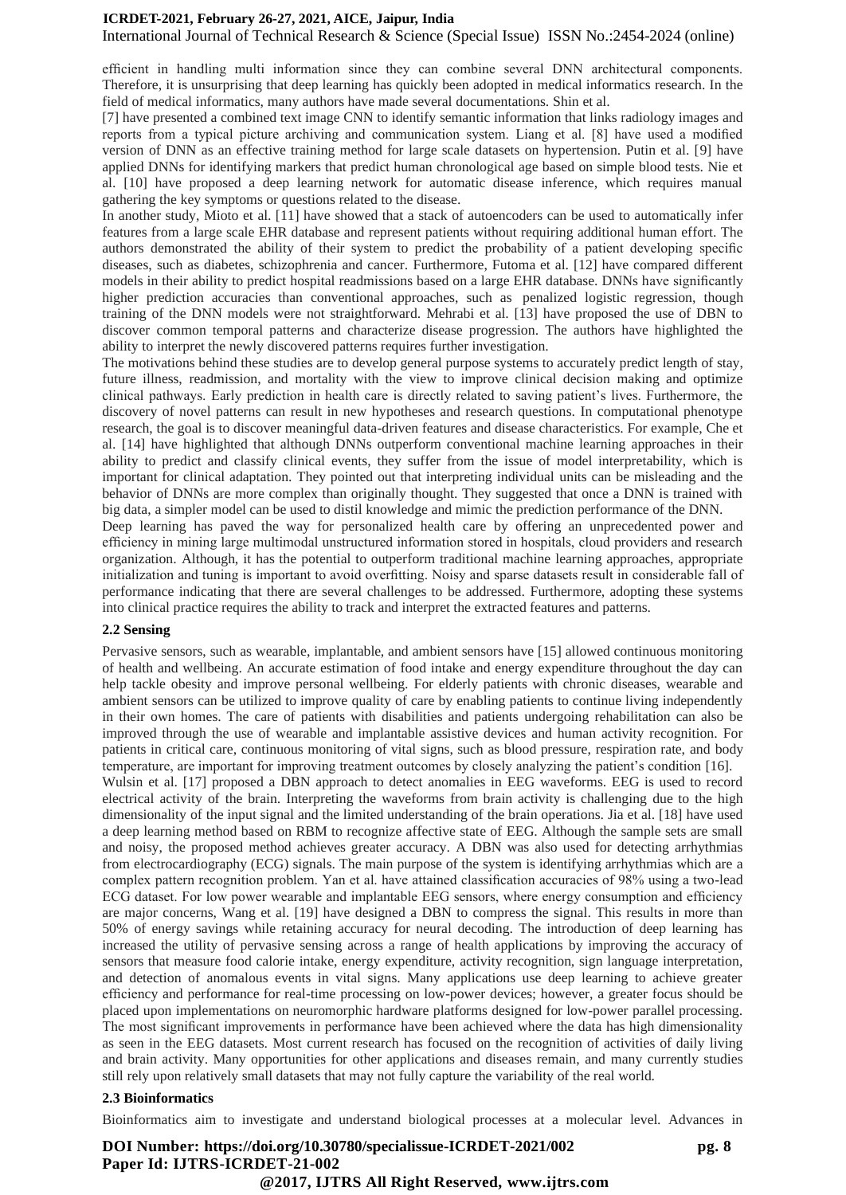efficient in handling multi information since they can combine several DNN architectural components. Therefore, it is unsurprising that deep learning has quickly been adopted in medical informatics research. In the field of medical informatics, many authors have made several documentations. Shin et al.

[7] have presented a combined text image CNN to identify semantic information that links radiology images and reports from a typical picture archiving and communication system. Liang et al. [8] have used a modified version of DNN as an effective training method for large scale datasets on hypertension. Putin et al. [9] have applied DNNs for identifying markers that predict human chronological age based on simple blood tests. Nie et al. [10] have proposed a deep learning network for automatic disease inference, which requires manual gathering the key symptoms or questions related to the disease.

In another study, Mioto et al. [11] have showed that a stack of autoencoders can be used to automatically infer features from a large scale EHR database and represent patients without requiring additional human effort. The authors demonstrated the ability of their system to predict the probability of a patient developing specific diseases, such as diabetes, schizophrenia and cancer. Furthermore, Futoma et al. [12] have compared different models in their ability to predict hospital readmissions based on a large EHR database. DNNs have significantly higher prediction accuracies than conventional approaches, such as penalized logistic regression, though training of the DNN models were not straightforward. Mehrabi et al. [13] have proposed the use of DBN to discover common temporal patterns and characterize disease progression. The authors have highlighted the ability to interpret the newly discovered patterns requires further investigation.

The motivations behind these studies are to develop general purpose systems to accurately predict length of stay, future illness, readmission, and mortality with the view to improve clinical decision making and optimize clinical pathways. Early prediction in health care is directly related to saving patient's lives. Furthermore, the discovery of novel patterns can result in new hypotheses and research questions. In computational phenotype research, the goal is to discover meaningful data-driven features and disease characteristics. For example, Che et al. [14] have highlighted that although DNNs outperform conventional machine learning approaches in their ability to predict and classify clinical events, they suffer from the issue of model interpretability, which is important for clinical adaptation. They pointed out that interpreting individual units can be misleading and the behavior of DNNs are more complex than originally thought. They suggested that once a DNN is trained with big data, a simpler model can be used to distil knowledge and mimic the prediction performance of the DNN.

Deep learning has paved the way for personalized health care by offering an unprecedented power and efficiency in mining large multimodal unstructured information stored in hospitals, cloud providers and research organization. Although, it has the potential to outperform traditional machine learning approaches, appropriate initialization and tuning is important to avoid overfitting. Noisy and sparse datasets result in considerable fall of performance indicating that there are several challenges to be addressed. Furthermore, adopting these systems into clinical practice requires the ability to track and interpret the extracted features and patterns.

### 2.2 Sensing

Pervasive sensors, such as wearable, implantable, and ambient sensors have [15] allowed continuous monitoring of health and wellbeing. An accurate estimation of food intake and energy expenditure throughout the day can help tackle obesity and improve personal wellbeing. For elderly patients with chronic diseases, wearable and ambient sensors can be utilized to improve quality of care by enabling patients to continue living independently in their own homes. The care of patients with disabilities and patients undergoing rehabilitation can also be improved through the use of wearable and implantable assistive devices and human activity recognition. For patients in critical care, continuous monitoring of vital signs, such as blood pressure, respiration rate, and body temperature, are important for improving treatment outcomes by closely analyzing the patient's condition [16].

Wulsin et al. [17] proposed a DBN approach to detect anomalies in EEG waveforms. EEG is used to record electrical activity of the brain. Interpreting the waveforms from brain activity is challenging due to the high dimensionality of the input signal and the limited understanding of the brain operations. Jia et al. [18] have used a deep learning method based on RBM to recognize affective state of EEG. Although the sample sets are small and noisy, the proposed method achieves greater accuracy. A DBN was also used for detecting arrhythmias from electrocardiography (ECG) signals. The main purpose of the system is identifying arrhythmias which are a complex pattern recognition problem. Yan et al. have attained classification accuracies of 98% using a two-lead ECG dataset. For low power wearable and implantable EEG sensors, where energy consumption and efficiency are major concerns, Wang et al. [19] have designed a DBN to compress the signal. This results in more than 50% of energy savings while retaining accuracy for neural decoding. The introduction of deep learning has increased the utility of pervasive sensing across a range of health applications by improving the accuracy of sensors that measure food calorie intake, energy expenditure, activity recognition, sign language interpretation, and detection of anomalous events in vital signs. Many applications use deep learning to achieve greater efficiency and performance for real-time processing on low-power devices; however, a greater focus should be placed upon implementations on neuromorphic hardware platforms designed for low-power parallel processing. The most significant improvements in performance have been achieved where the data has high dimensionality as seen in the EEG datasets. Most current research has focused on the recognition of activities of daily living and brain activity. Many opportunities for other applications and diseases remain, and many currently studies still rely upon relatively small datasets that may not fully capture the variability of the real world.

### 2.3 Bioinformatics

Bioinformatics aim to investigate and understand biological processes at a molecular level. Advances in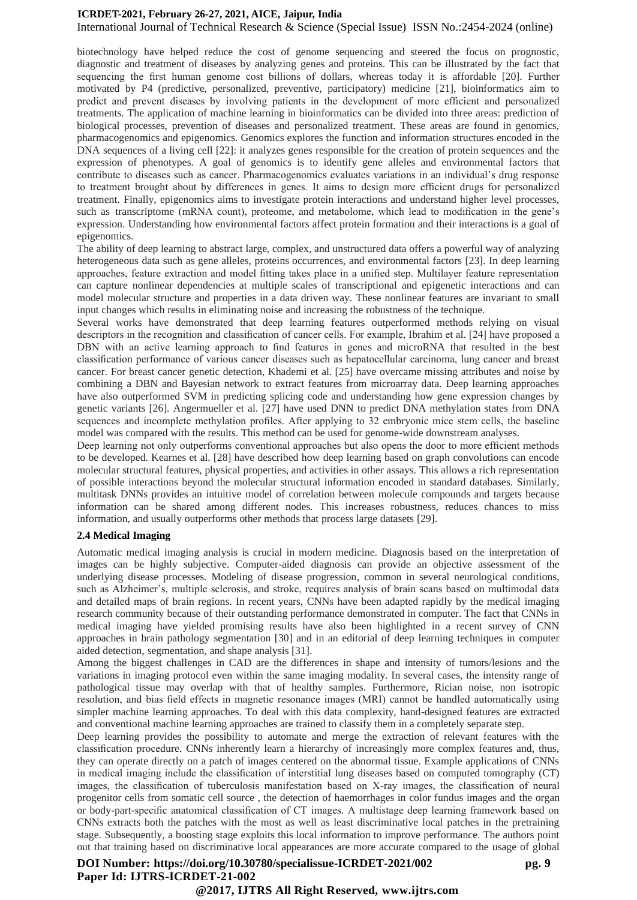biotechnology have helped reduce the cost of genome sequencing and steered the focus on prognostic, diagnostic and treatment of diseases by analyzing genes and proteins. This can be illustrated by the fact that sequencing the first human genome cost billions of dollars, whereas today it is affordable [20]. Further motivated by P4 (predictive, personalized, preventive, participatory) medicine [21], bioinformatics aim to predict and prevent diseases by involving patients in the development of more efficient and personalized treatments. The application of machine learning in bioinformatics can be divided into three areas: prediction of biological processes, prevention of diseases and personalized treatment. These areas are found in genomics, pharmacogenomics and epigenomics. Genomics explores the function and information structures encoded in the DNA sequences of a living cell [22]: it analyzes genes responsible for the creation of protein sequences and the expression of phenotypes. A goal of genomics is to identify gene alleles and environmental factors that contribute to diseases such as cancer. Pharmacogenomics evaluates variations in an individual's drug response to treatment brought about by differences in genes. It aims to design more efficient drugs for personalized treatment. Finally, epigenomics aims to investigate protein interactions and understand higher level processes, such as transcriptome (mRNA count), proteome, and metabolome, which lead to modification in the gene's expression. Understanding how environmental factors affect protein formation and their interactions is a goal of epigenomics.

The ability of deep learning to abstract large, complex, and unstructured data offers a powerful way of analyzing heterogeneous data such as gene alleles, proteins occurrences, and environmental factors [23]. In deep learning approaches, feature extraction and model fitting takes place in a unified step. Multilayer feature representation can capture nonlinear dependencies at multiple scales of transcriptional and epigenetic interactions and can model molecular structure and properties in a data driven way. These nonlinear features are invariant to small input changes which results in eliminating noise and increasing the robustness of the technique.

Several works have demonstrated that deep learning features outperformed methods relying on visual descriptors in the recognition and classification of cancer cells. For example, Ibrahim et al. [24] have proposed a DBN with an active learning approach to find features in genes and microRNA that resulted in the best classification performance of various cancer diseases such as hepatocellular carcinoma, lung cancer and breast cancer. For breast cancer genetic detection, Khademi et al. [25] have overcame missing attributes and noise by combining a DBN and Bayesian network to extract features from microarray data. Deep learning approaches have also outperformed SVM in predicting splicing code and understanding how gene expression changes by genetic variants [26]. Angermueller et al. [27] have used DNN to predict DNA methylation states from DNA sequences and incomplete methylation profiles. After applying to 32 embryonic mice stem cells, the baseline model was compared with the results. This method can be used for genome-wide downstream analyses.

Deep learning not only outperforms conventional approaches but also opens the door to more efficient methods to be developed. Kearnes et al. [28] have described how deep learning based on graph convolutions can encode molecular structural features, physical properties, and activities in other assays. This allows a rich representation of possible interactions beyond the molecular structural information encoded in standard databases. Similarly, multitask DNNs provides an intuitive model of correlation between molecule compounds and targets because information can be shared among different nodes. This increases robustness, reduces chances to miss information, and usually outperforms other methods that process large datasets [29].

### 2.4 Medical Imaging

Automatic medical imaging analysis is crucial in modern medicine. Diagnosis based on the interpretation of images can be highly subjective. Computer-aided diagnosis can provide an objective assessment of the underlying disease processes. Modeling of disease progression, common in several neurological conditions, such as Alzheimer's, multiple sclerosis, and stroke, requires analysis of brain scans based on multimodal data and detailed maps of brain regions. In recent years, CNNs have been adapted rapidly by the medical imaging research community because of their outstanding performance demonstrated in computer. The fact that CNNs in medical imaging have yielded promising results have also been highlighted in a recent survey of CNN approaches in brain pathology segmentation [30] and in an editorial of deep learning techniques in computer aided detection, segmentation, and shape analysis [31].

Among the biggest challenges in CAD are the differences in shape and intensity of tumors/lesions and the variations in imaging protocol even within the same imaging modality. In several cases, the intensity range of pathological tissue may overlap with that of healthy samples. Furthermore, Rician noise, non isotropic resolution, and bias field effects in magnetic resonance images (MRI) cannot be handled automatically using simpler machine learning approaches. To deal with this data complexity, hand-designed features are extracted and conventional machine learning approaches are trained to classify them in a completely separate step.

Deep learning provides the possibility to automate and merge the extraction of relevant features with the classification procedure. CNNs inherently learn a hierarchy of increasingly more complex features and, thus, they can operate directly on a patch of images centered on the abnormal tissue. Example applications of CNNs in medical imaging include the classification of interstitial lung diseases based on computed tomography (CT) images, the classification of tuberculosis manifestation based on X-ray images, the classification of neural progenitor cells from somatic cell source , the detection of haemorrhages in color fundus images and the organ or body-part-specific anatomical classification of CT images. A multistage deep learning framework based on CNNs extracts both the patches with the most as well as least discriminative local patches in the pretraining stage. Subsequently, a boosting stage exploits this local information to improve performance. The authors point out that training based on discriminative local appearances are more accurate compared to the usage of global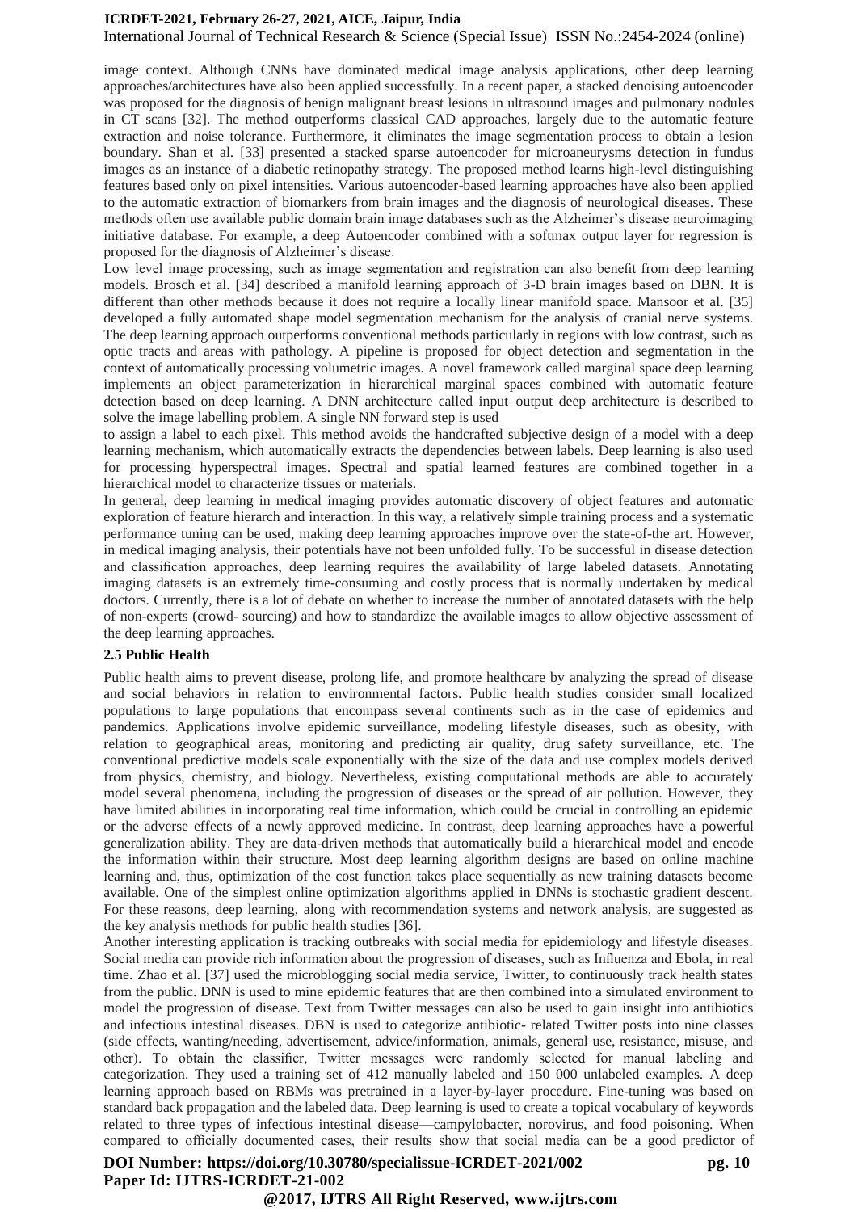image context. Although CNNs have dominated medical image analysis applications, other deep learning approaches/architectures have also been applied successfully. In a recent paper, a stacked denoising autoencoder was proposed for the diagnosis of benign malignant breast lesions in ultrasound images and pulmonary nodules in CT scans [32]. The method outperforms classical CAD approaches, largely due to the automatic feature extraction and noise tolerance. Furthermore, it eliminates the image segmentation process to obtain a lesion boundary. Shan et al. [33] presented a stacked sparse autoencoder for microaneurysms detection in fundus images as an instance of a diabetic retinopathy strategy. The proposed method learns high-level distinguishing features based only on pixel intensities. Various autoencoder-based learning approaches have also been applied to the automatic extraction of biomarkers from brain images and the diagnosis of neurological diseases. These methods often use available public domain brain image databases such as the Alzheimer's disease neuroimaging initiative database. For example, a deep Autoencoder combined with a softmax output layer for regression is proposed for the diagnosis of Alzheimer's disease.

Low level image processing, such as image segmentation and registration can also benefit from deep learning models. Brosch et al. [34] described a manifold learning approach of 3-D brain images based on DBN. It is different than other methods because it does not require a locally linear manifold space. Mansoor et al. [35] developed a fully automated shape model segmentation mechanism for the analysis of cranial nerve systems. The deep learning approach outperforms conventional methods particularly in regions with low contrast, such as optic tracts and areas with pathology. A pipeline is proposed for object detection and segmentation in the context of automatically processing volumetric images. A novel framework called marginal space deep learning implements an object parameterization in hierarchical marginal spaces combined with automatic feature detection based on deep learning. A DNN architecture called input–output deep architecture is described to solve the image labelling problem. A single NN forward step is used to assign a label to each pixel. This method avoids the handcrafted subjective design of a model with a deep learning mechanism, which automatically extracts the dependencies between labels. Deep learning is also used for processing hyperspectral images. Spectral and spatial learned features are combined together in a hierarchical model to characterize tissues or materials.

In general, deep learning in medical imaging provides automatic discovery of object features and automatic exploration of feature hierarch and interaction. In this way, a relatively simple training process and a systematic performance tuning can be used, making deep learning approaches improve over the state-of-the art. However, in medical imaging analysis, their potentials have not been unfolded fully. To be successful in disease detection and classification approaches, deep learning requires the availability of large labeled datasets. Annotating imaging datasets is an extremely time-consuming and costly process that is normally undertaken by medical doctors. Currently, there is a lot of debate on whether to increase the number of annotated datasets with the help of non-experts (crowd- sourcing) and how to standardize the available images to allow objective assessment of the deep learning approaches.

### 2.5 Public Health

Public health aims to prevent disease, prolong life, and promote healthcare by analyzing the spread of disease and social behaviors in relation to environmental factors. Public health studies consider small localized populations to large populations that encompass several continents such as in the case of epidemics and pandemics. Applications involve epidemic surveillance, modeling lifestyle diseases, such as obesity, with relation to geographical areas, monitoring and predicting air quality, drug safety surveillance, etc. The conventional predictive models scale exponentially with the size of the data and use complex models derived from physics, chemistry, and biology. Nevertheless, existing computational methods are able to accurately model several phenomena, including the progression of diseases or the spread of air pollution. However, they have limited abilities in incorporating real time information, which could be crucial in controlling an epidemic or the adverse effects of a newly approved medicine. In contrast, deep learning approaches have a powerful generalization ability. They are data-driven methods that automatically build a hierarchical model and encode the information within their structure. Most deep learning algorithm designs are based on online machine learning and, thus, optimization of the cost function takes place sequentially as new training datasets become available. One of the simplest online optimization algorithms applied in DNNs is stochastic gradient descent. For these reasons, deep learning, along with recommendation systems and network analysis, are suggested as the key analysis methods for public health studies [36].

Another interesting application is tracking outbreaks with social media for epidemiology and lifestyle diseases. Social media can provide rich information about the progression of diseases, such as Influenza and Ebola, in real time. Zhao et al. [37] used the microblogging social media service, Twitter, to continuously track health states from the public. DNN is used to mine epidemic features that are then combined into a simulated environment to model the progression of disease. Text from Twitter messages can also be used to gain insight into antibiotics and infectious intestinal diseases. DBN is used to categorize antibiotic- related Twitter posts into nine classes (side effects, wanting/needing, advertisement, advice/information, animals, general use, resistance, misuse, and other). To obtain the classifier, Twitter messages were randomly selected for manual labeling and categorization. They used a training set of 412 manually labeled and 150 000 unlabeled examples. A deep learning approach based on RBMs was pretrained in a layer-by-layer procedure. Fine-tuning was based on standard back propagation and the labeled data. Deep learning is used to create a topical vocabulary of keywords related to three types of infectious intestinal disease—campylobacter, norovirus, and food poisoning. When compared to officially documented cases, their results show that social media can be a good predictor of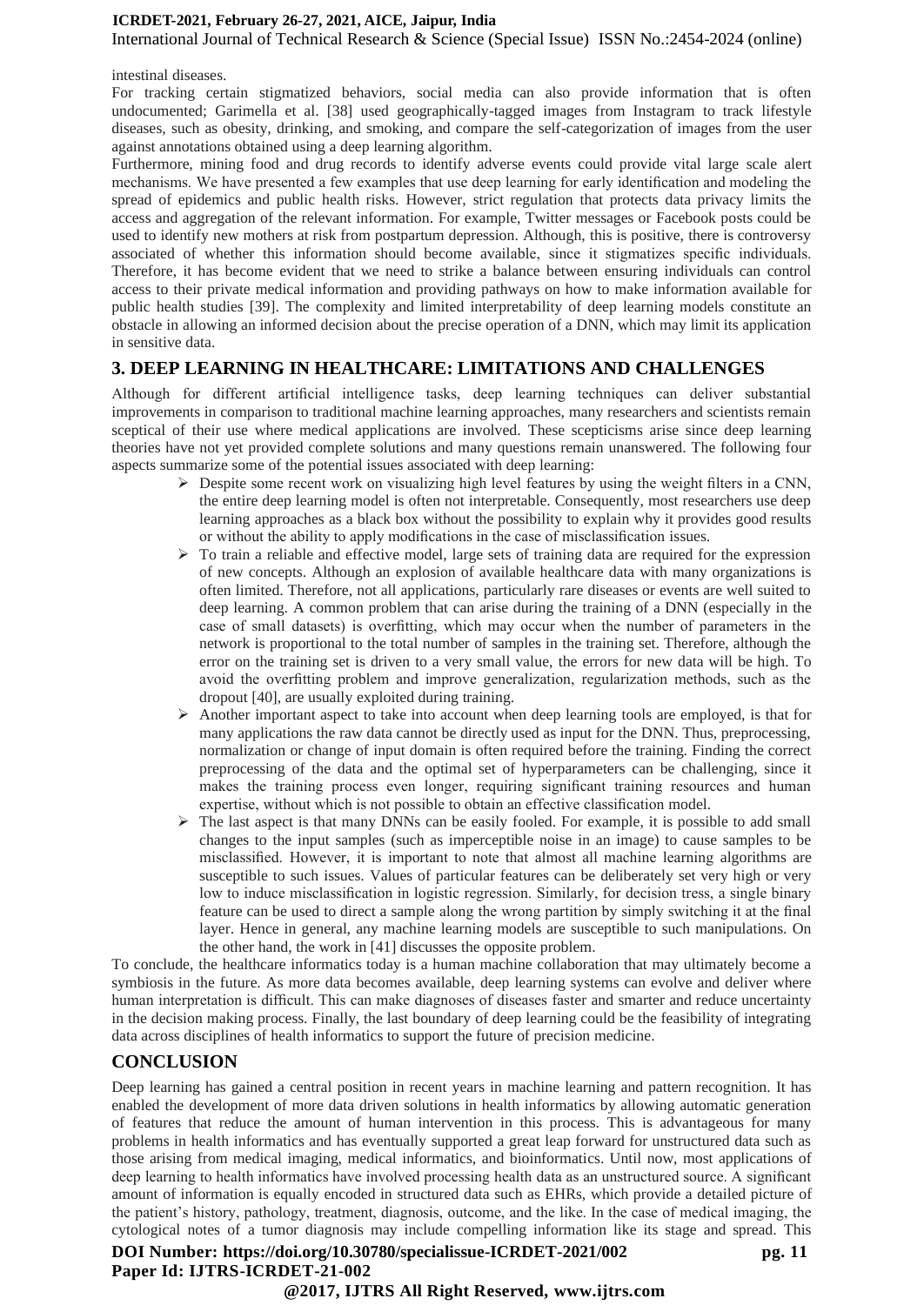intestinal diseases.

For tracking certain stigmatized behaviors, social media can also provide information that is often undocumented; Garimella et al. [38] used geographically-tagged images from Instagram to track lifestyle diseases, such as obesity, drinking, and smoking, and compare the self-categorization of images from the user against annotations obtained using a deep learning algorithm.

Furthermore, mining food and drug records to identify adverse events could provide vital large scale alert mechanisms. We have presented a few examples that use deep learning for early identification and modeling the spread of epidemics and public health risks. However, strict regulation that protects data privacy limits the access and aggregation of the relevant information. For example, Twitter messages or Facebook posts could be used to identify new mothers at risk from postpartum depression. Although, this is positive, there is controversy associated of whether this information should become available, since it stigmatizes specific individuals. Therefore, it has become evident that we need to strike a balance between ensuring individuals can control access to their private medical information and providing pathways on how to make information available for public health studies [39]. The complexity and limited interpretability of deep learning models constitute an obstacle in allowing an informed decision about the precise operation of a DNN, which may limit its application in sensitive data.

## 3. DEEP LEARNING IN HEALTHCARE: LIMITATIONS AND CHALLENGES

Although for different artificial intelligence tasks, deep learning techniques can deliver substantial improvements in comparison to traditional machine learning approaches, many researchers and scientists remain sceptical of their use where medical applications are involved. These scepticisms arise since deep learning theories have not yet provided complete solutions and many questions remain unanswered. The following four aspects summarize some of the potential issues associated with deep learning:

- Despite some recent work on visualizing high level features by using the weight filters in a CNN, the entire deep learning model is often not interpretable. Consequently, most researchers use deep learning approaches as a black box without the possibility to explain why it provides good results or without the ability to apply modifications in the case of misclassification issues.
- To train a reliable and effective model, large sets of training data are required for the expression of new concepts. Although an explosion of available healthcare data with many organizations is often limited. Therefore, not all applications, particularly rare diseases or events are well suited to deep learning. A common problem that can arise during the training of a DNN (especially in the case of small datasets) is overfitting, which may occur when the number of parameters in the network is proportional to the total number of samples in the training set. Therefore, although the error on the training set is driven to a very small value, the errors for new data will be high. To avoid the overfitting problem and improve generalization, regularization methods, such as the dropout [40], are usually exploited during training.
- Another important aspect to take into account when deep learning tools are employed, is that for many applications the raw data cannot be directly used as input for the DNN. Thus, preprocessing, normalization or change of input domain is often required before the training. Finding the correct preprocessing of the data and the optimal set of hyperparameters can be challenging, since it makes the training process even longer, requiring significant training resources and human expertise, without which is not possible to obtain an effective classification model.
- The last aspect is that many DNNs can be easily fooled. For example, it is possible to add small changes to the input samples (such as imperceptible noise in an image) to cause samples to be misclassified. However, it is important to note that almost all machine learning algorithms are susceptible to such issues. Values of particular features can be deliberately set very high or very low to induce misclassification in logistic regression. Similarly, for decision tress, a single binary feature can be used to direct a sample along the wrong partition by simply switching it at the final layer. Hence in general, any machine learning models are susceptible to such manipulations. On the other hand, the work in [41] discusses the opposite problem.

To conclude, the healthcare informatics today is a human machine collaboration that may ultimately become a symbiosis in the future. As more data becomes available, deep learning systems can evolve and deliver where human interpretation is difficult. This can make diagnoses of diseases faster and smarter and reduce uncertainty in the decision making process. Finally, the last boundary of deep learning could be the feasibility of integrating data across disciplines of health informatics to support the future of precision medicine.

## CONCLUSION

Deep learning has gained a central position in recent years in machine learning and pattern recognition. It has enabled the development of more data driven solutions in health informatics by allowing automatic generation of features that reduce the amount of human intervention in this process. This is advantageous for many problems in health informatics and has eventually supported a great leap forward for unstructured data such as those arising from medical imaging, medical informatics, and bioinformatics. Until now, most applications of deep learning to health informatics have involved processing health data as an unstructured source. A significant amount of information is equally encoded in structured data such as EHRs, which provide a detailed picture of the patient's history, pathology, treatment, diagnosis, outcome, and the like. In the case of medical imaging, the cytological notes of a tumor diagnosis may include compelling information like its stage and spread. This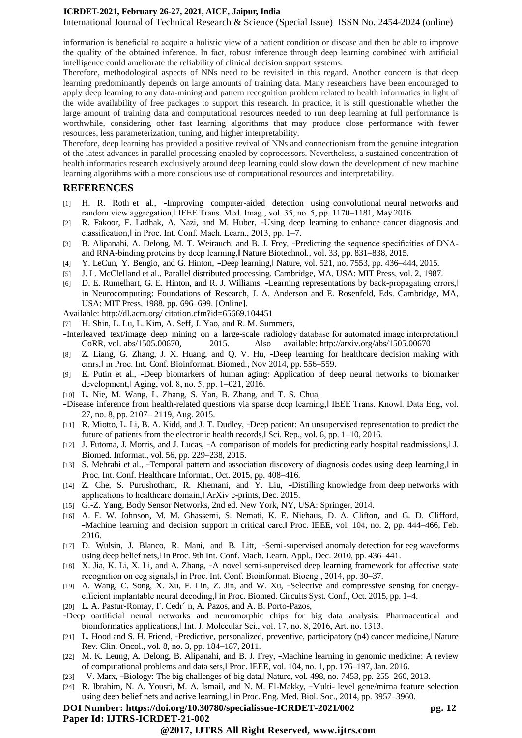information is beneficial to acquire a holistic view of a patient condition or disease and then be able to improve the quality of the obtained inference. In fact, robust inference through deep learning combined with artificial intelligence could ameliorate the reliability of clinical decision support systems.

Therefore, methodological aspects of NNs need to be revisited in this regard. Another concern is that deep learning predominantly depends on large amounts of training data. Many researchers have been encouraged to apply deep learning to any data-mining and pattern recognition problem related to health informatics in light of the wide availability of free packages to support this research. In practice, it is still questionable whether the large amount of training data and computational resources needed to run deep learning at full performance is worthwhile, considering other fast learning algorithms that may produce close performance with fewer resources, less parameterization, tuning, and higher interpretability.

Therefore, deep learning has provided a positive revival of NNs and connectionism from the genuine integration of the latest advances in parallel processing enabled by coprocessors. Nevertheless, a sustained concentration of health informatics research exclusively around deep learning could slow down the development of new machine learning algorithms with a more conscious use of computational resources and interpretability.

## REFERENCES

[1] H. R. Roth et al., ―Improving computer-aided detection using convolutional neural networks and random view aggregation,‖ IEEE Trans. Med. Imag., vol. 35, no. 5, pp. 1170–1181, May 2016.

[2] R. Fakoor, F. Ladhak, A. Nazi, and M. Huber, ―Using deep learning to enhance cancer diagnosis and classification,‖ in Proc. Int. Conf. Mach. Learn., 2013, pp. 1–7.

[3] B. Alipanahi, A. Delong, M. T. Weirauch, and B. J. Frey, ―Predicting the sequence specificities of DNA- and RNA-binding proteins by deep learning,‖ Nature Biotechnol., vol. 33, pp. 831–838, 2015.

[4] Y. LeCun, Y. Bengio, and G. Hinton, ―Deep learning,‖ Nature, vol. 521, no. 7553, pp. 436–444, 2015.

[5] J. L. McClelland et al., Parallel distributed processing. Cambridge, MA, USA: MIT Press, vol. 2, 1987.

[6] D. E. Rumelhart, G. E. Hinton, and R. J. Williams, ―Learning representations by back-propagating errors,‖ in Neurocomputing: Foundations of Research, J. A. Anderson and E. Rosenfeld, Eds. Cambridge, MA, USA: MIT Press, 1988, pp. 696–699. [Online].

Available: http://dl.acm.org/ citation.cfm?id=65669.104451

[7] H. Shin, L. Lu, L. Kim, A. Seff, J. Yao, and R. M. Summers,

―Interleaved text/image deep mining on a large-scale radiology database for automated image interpretation,‖ CoRR, vol. abs/1505.00670, 2015. Also available: http://arxiv.org/abs/1505.00670

[8] Z. Liang, G. Zhang, J. X. Huang, and Q. V. Hu, ―Deep learning for healthcare decision making with emrs,‖ in Proc. Int. Conf. Bioinformat. Biomed., Nov 2014, pp. 556–559.

[9] E. Putin et al., ―Deep biomarkers of human aging: Application of deep neural networks to biomarker development,‖ Aging, vol. 8, no. 5, pp. 1–021, 2016.

[10] L. Nie, M. Wang, L. Zhang, S. Yan, B. Zhang, and T. S. Chua,

―Disease inference from health-related questions via sparse deep learning,‖ IEEE Trans. Knowl. Data Eng, vol. 27, no. 8, pp. 2107– 2119, Aug. 2015.

[11] R. Miotto, L. Li, B. A. Kidd, and J. T. Dudley, ―Deep patient: An unsupervised representation to predict the future of patients from the electronic health records,‖ Sci. Rep., vol. 6, pp. 1–10, 2016.

[12] J. Futoma, J. Morris, and J. Lucas, ―A comparison of models for predicting early hospital readmissions,‖ J. Biomed. Informat., vol. 56, pp. 229–238, 2015.

[13] S. Mehrabi et al., ―Temporal pattern and association discovery of diagnosis codes using deep learning,‖ in Proc. Int. Conf. Healthcare Informat., Oct. 2015, pp. 408–416.

[14] Z. Che, S. Purushotham, R. Khemani, and Y. Liu, ―Distilling knowledge from deep networks with applications to healthcare domain,‖ ArXiv e-prints, Dec. 2015.

[15] G.-Z. Yang, Body Sensor Networks, 2nd ed. New York, NY, USA: Springer, 2014.

[16] A. E. W. Johnson, M. M. Ghassemi, S. Nemati, K. E. Niehaus, D. A. Clifton, and G. D. Clifford, ―Machine learning and decision support in critical care,‖ Proc. IEEE, vol. 104, no. 2, pp. 444–466, Feb. 2016.

[17] D. Wulsin, J. Blanco, R. Mani, and B. Litt, ―Semi-supervised anomaly detection for eeg waveforms using deep belief nets,‖ in Proc. 9th Int. Conf. Mach. Learn. Appl., Dec. 2010, pp. 436–441.

[18] X. Jia, K. Li, X. Li, and A. Zhang, ―A novel semi-supervised deep learning framework for affective state recognition on eeg signals,‖ in Proc. Int. Conf. Bioinformat. Bioeng., 2014, pp. 30–37.

[19] A. Wang, C. Song, X. Xu, F. Lin, Z. Jin, and W. Xu, ―Selective and compressive sensing for energy-efficient implantable neural decoding,‖ in Proc. Biomed. Circuits Syst. Conf., Oct. 2015, pp. 1–4.

[20] L. A. Pastur-Romay, F. Cedr´ n, A. Pazos, and A. B. Porto-Pazos,

―Deep oartificial neural networks and neuromorphic chips for big data analysis: Pharmaceutical and bioinformatics applications,‖ Int. J. Molecular Sci., vol. 17, no. 8, 2016, Art. no. 1313.

[21] L. Hood and S. H. Friend, ―Predictive, personalized, preventive, participatory (p4) cancer medicine,‖ Nature Rev. Clin. Oncol., vol. 8, no. 3, pp. 184–187, 2011.

[22] M. K. Leung, A. Delong, B. Alipanahi, and B. J. Frey, ―Machine learning in genomic medicine: A review of computational problems and data sets,‖ Proc. IEEE, vol. 104, no. 1, pp. 176–197, Jan. 2016.

[23] V. Marx, ―Biology: The big challenges of big data,‖ Nature, vol. 498, no. 7453, pp. 255–260, 2013.

[24] R. Ibrahim, N. A. Yousri, M. A. Ismail, and N. M. El-Makky, ―Multi- level gene/mirna feature selection using deep belief nets and active learning,‖ in Proc. Eng. Med. Biol. Soc., 2014, pp. 3957–3960.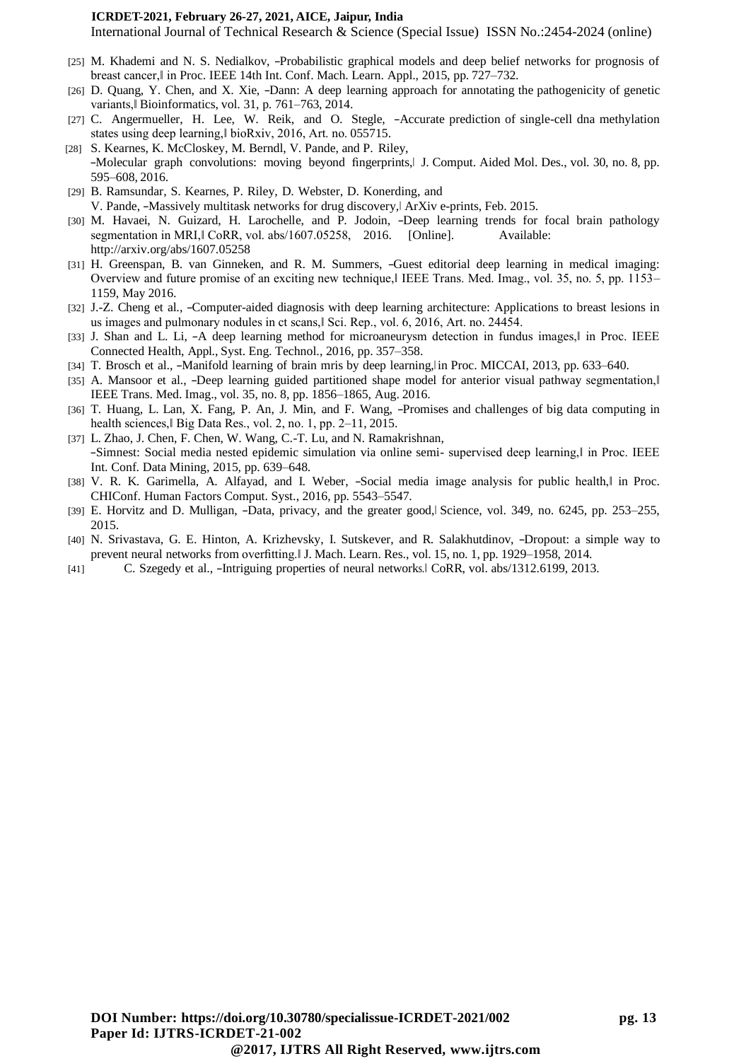[25] M. Khademi and N. S. Nedialkov, ―Probabilistic graphical models and deep belief networks for prognosis of breast cancer,‖ in Proc. IEEE 14th Int. Conf. Mach. Learn. Appl., 2015, pp. 727–732.

[26] D. Quang, Y. Chen, and X. Xie, ―Dann: A deep learning approach for annotating the pathogenicity of genetic variants,‖ Bioinformatics, vol. 31, p. 761–763, 2014.

[27] C. Angermueller, H. Lee, W. Reik, and O. Stegle, ―Accurate prediction of single-cell dna methylation states using deep learning,‖ bioRxiv, 2016, Art. no. 055715.

[28] S. Kearnes, K. McCloskey, M. Berndl, V. Pande, and P. Riley, ―Molecular graph convolutions: moving beyond fingerprints,‖ J. Comput. Aided Mol. Des., vol. 30, no. 8, pp. 595–608, 2016.

[29] B. Ramsundar, S. Kearnes, P. Riley, D. Webster, D. Konerding, and V. Pande, ―Massively multitask networks for drug discovery,‖ ArXiv e-prints, Feb. 2015.

[30] M. Havaei, N. Guizard, H. Larochelle, and P. Jodoin, ―Deep learning trends for focal brain pathology segmentation in MRI,‖ CoRR, vol. abs/1607.05258, 2016. [Online]. Available: http://arxiv.org/abs/1607.05258

[31] H. Greenspan, B. van Ginneken, and R. M. Summers, ―Guest editorial deep learning in medical imaging: Overview and future promise of an exciting new technique,‖ IEEE Trans. Med. Imag., vol. 35, no. 5, pp. 1153–1159, May 2016.

[32] J.-Z. Cheng et al., ―Computer-aided diagnosis with deep learning architecture: Applications to breast lesions in us images and pulmonary nodules in ct scans,‖ Sci. Rep., vol. 6, 2016, Art. no. 24454.

[33] J. Shan and L. Li, ―A deep learning method for microaneurysm detection in fundus images,‖ in Proc. IEEE Connected Health, Appl., Syst. Eng. Technol., 2016, pp. 357–358.

[34] T. Brosch et al., ―Manifold learning of brain mris by deep learning,‖ in Proc. MICCAI, 2013, pp. 633–640.

[35] A. Mansoor et al., ―Deep learning guided partitioned shape model for anterior visual pathway segmentation,‖ IEEE Trans. Med. Imag., vol. 35, no. 8, pp. 1856–1865, Aug. 2016.

[36] T. Huang, L. Lan, X. Fang, P. An, J. Min, and F. Wang, ―Promises and challenges of big data computing in health sciences,‖ Big Data Res., vol. 2, no. 1, pp. 2–11, 2015.

[37] L. Zhao, J. Chen, F. Chen, W. Wang, C.-T. Lu, and N. Ramakrishnan, ―Simnest: Social media nested epidemic simulation via online semi- supervised deep learning,‖ in Proc. IEEE Int. Conf. Data Mining, 2015, pp. 639–648.

[38] V. R. K. Garimella, A. Alfayad, and I. Weber, ―Social media image analysis for public health,‖ in Proc. CHIConf. Human Factors Comput. Syst., 2016, pp. 5543–5547.

[39] E. Horvitz and D. Mulligan, ―Data, privacy, and the greater good,‖ Science, vol. 349, no. 6245, pp. 253–255, 2015.

[40] N. Srivastava, G. E. Hinton, A. Krizhevsky, I. Sutskever, and R. Salakhutdinov, ―Dropout: a simple way to prevent neural networks from overfitting.‖ J. Mach. Learn. Res., vol. 15, no. 1, pp. 1929–1958, 2014.

[41] C. Szegedy et al., ―Intriguing properties of neural networks.‖ CoRR, vol. abs/1312.6199, 2013.